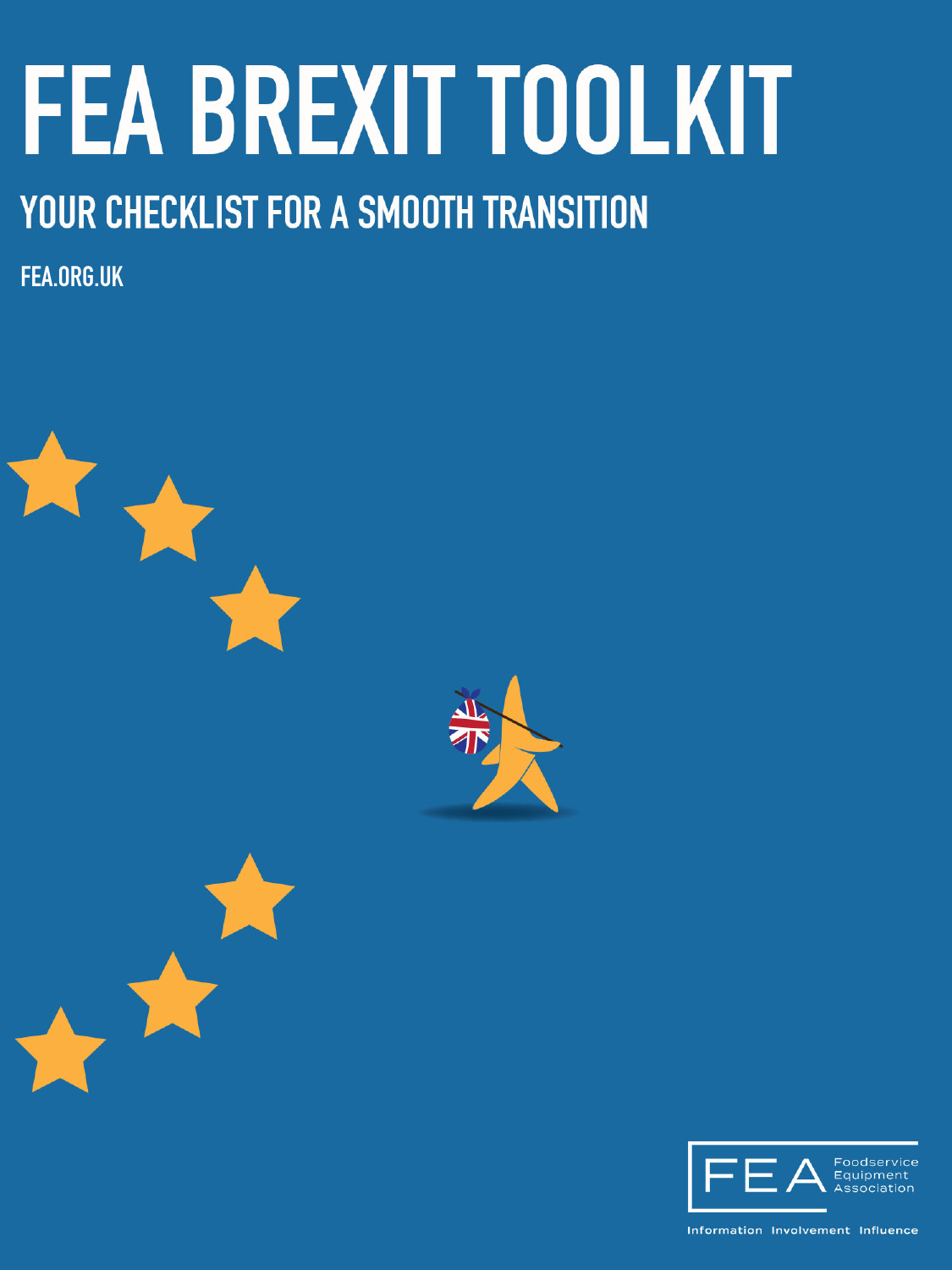# FEA BREXIT TOOLKIT

## YOUR CHECKLIST FOR A SMOOTH TRANSITION

FEA.ORG.UK

FEA Foodservice Equipment Association

Information Involvement Influence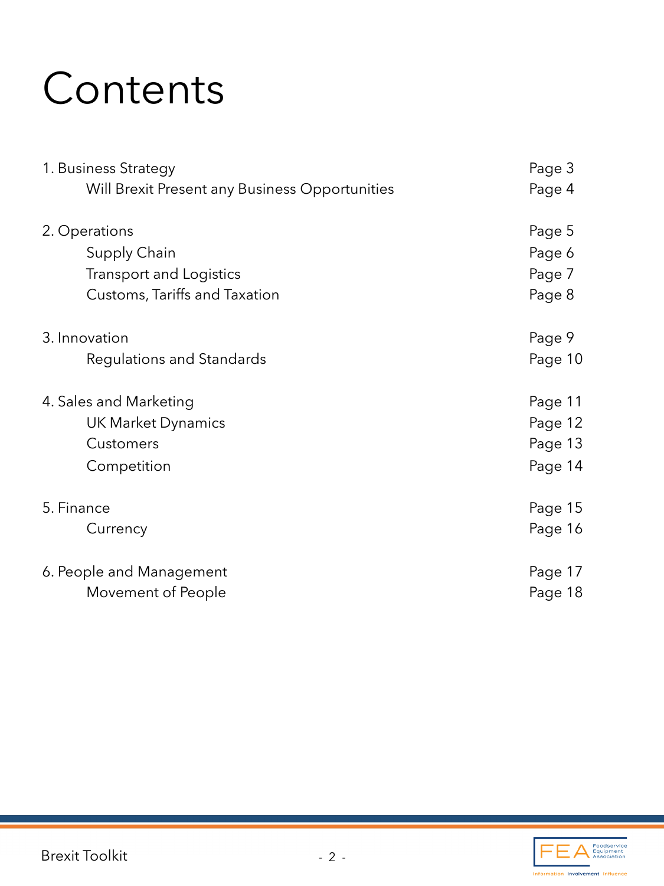# Contents

| | |
|---|---|
| 1. Business Strategy | Page 3 |
| Will Brexit Present any Business Opportunities | Page 4 |
| 2. Operations | Page 5 |
| Supply Chain | Page 6 |
| Transport and Logistics | Page 7 |
| Customs, Tariffs and Taxation | Page 8 |
| 3. Innovation | Page 9 |
| Regulations and Standards | Page 10 |
| 4. Sales and Marketing | Page 11 |
| UK Market Dynamics | Page 12 |
| Customers | Page 13 |
| Competition | Page 14 |
| 5. Finance | Page 15 |
| Currency | Page 16 |
| 6. People and Management | Page 17 |
| Movement of People | Page 18 |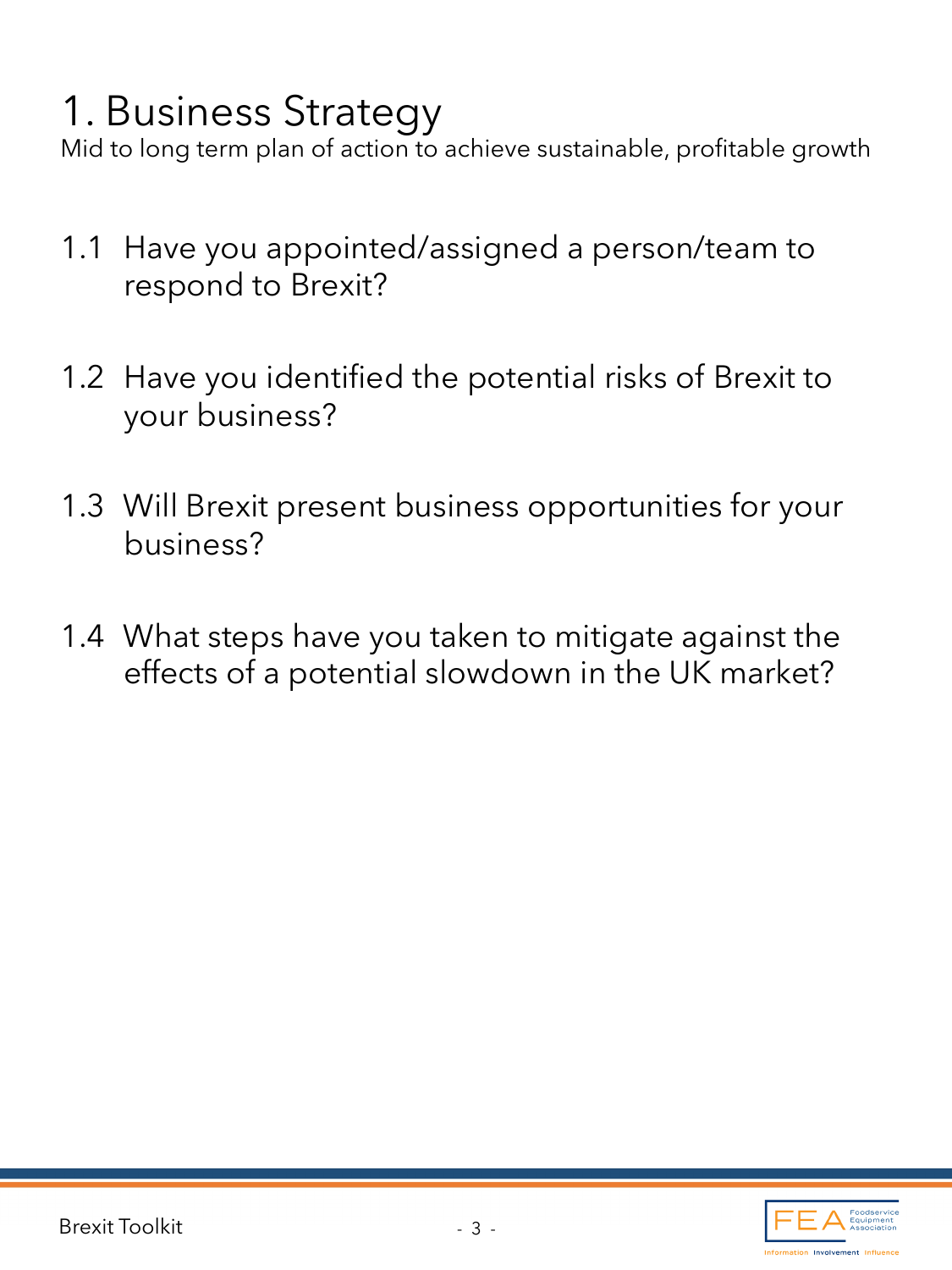# 1. Business Strategy

Mid to long term plan of action to achieve sustainable, profitable growth

1.1 Have you appointed/assigned a person/team to respond to Brexit?

1.2 Have you identified the potential risks of Brexit to your business?

1.3 Will Brexit present business opportunities for your business?

1.4 What steps have you taken to mitigate against the effects of a potential slowdown in the UK market?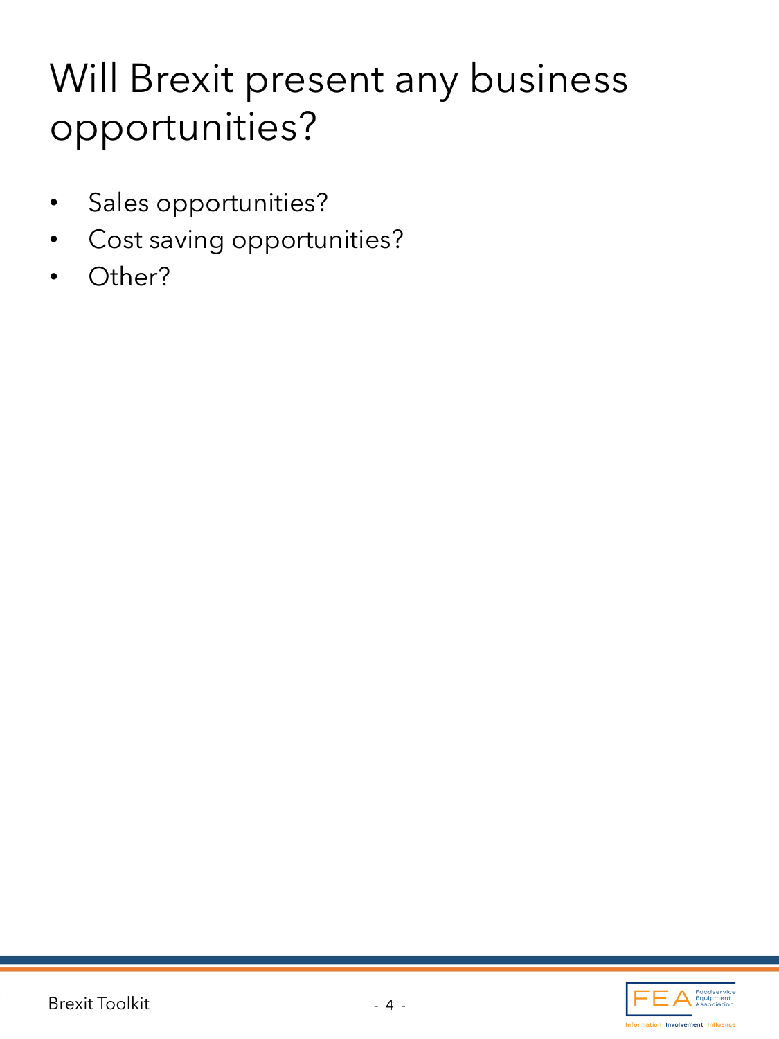# Will Brexit present any business opportunities?

- Sales opportunities?
- Cost saving opportunities?
- Other?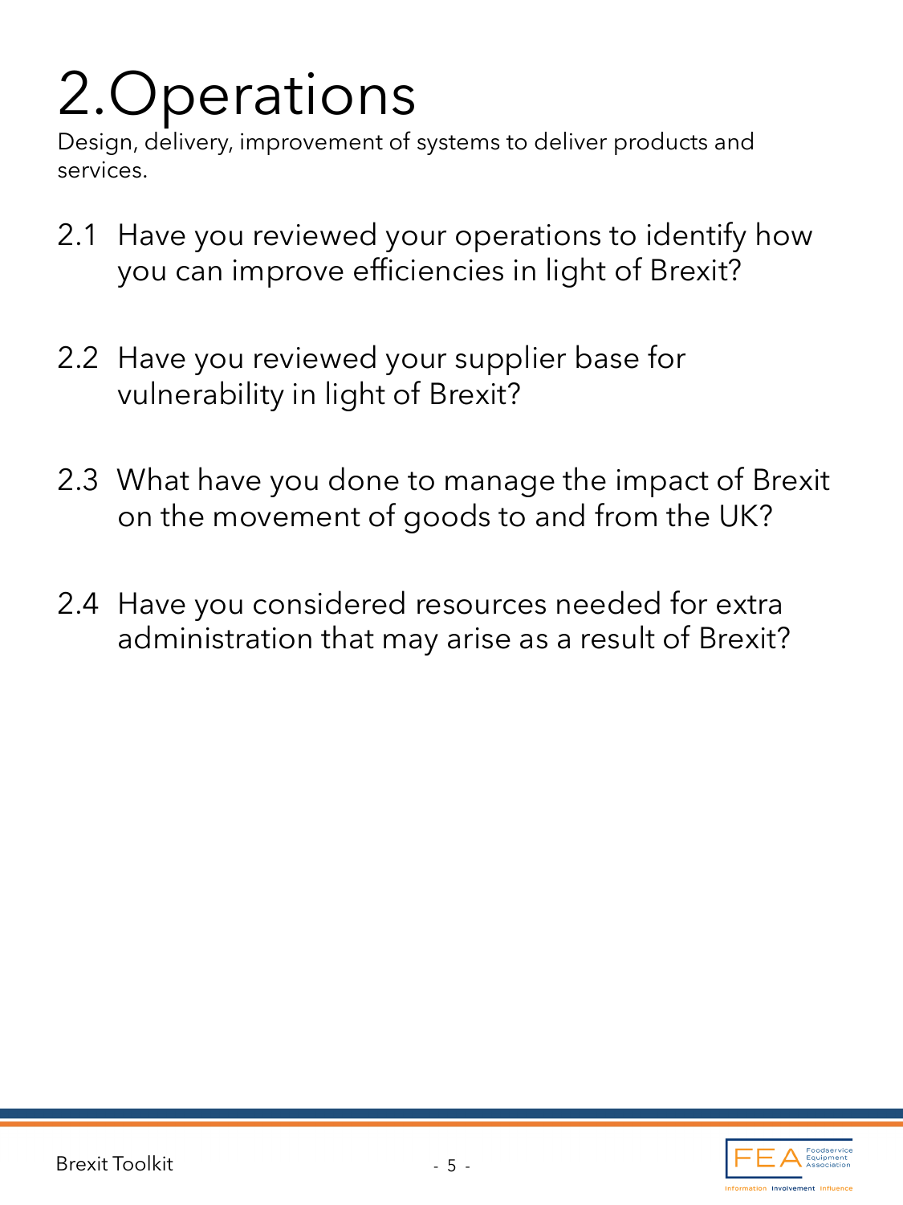# 2.Operations

Design, delivery, improvement of systems to deliver products and services.

2.1 Have you reviewed your operations to identify how you can improve efficiencies in light of Brexit?

2.2 Have you reviewed your supplier base for vulnerability in light of Brexit?

2.3 What have you done to manage the impact of Brexit on the movement of goods to and from the UK?

2.4 Have you considered resources needed for extra administration that may arise as a result of Brexit?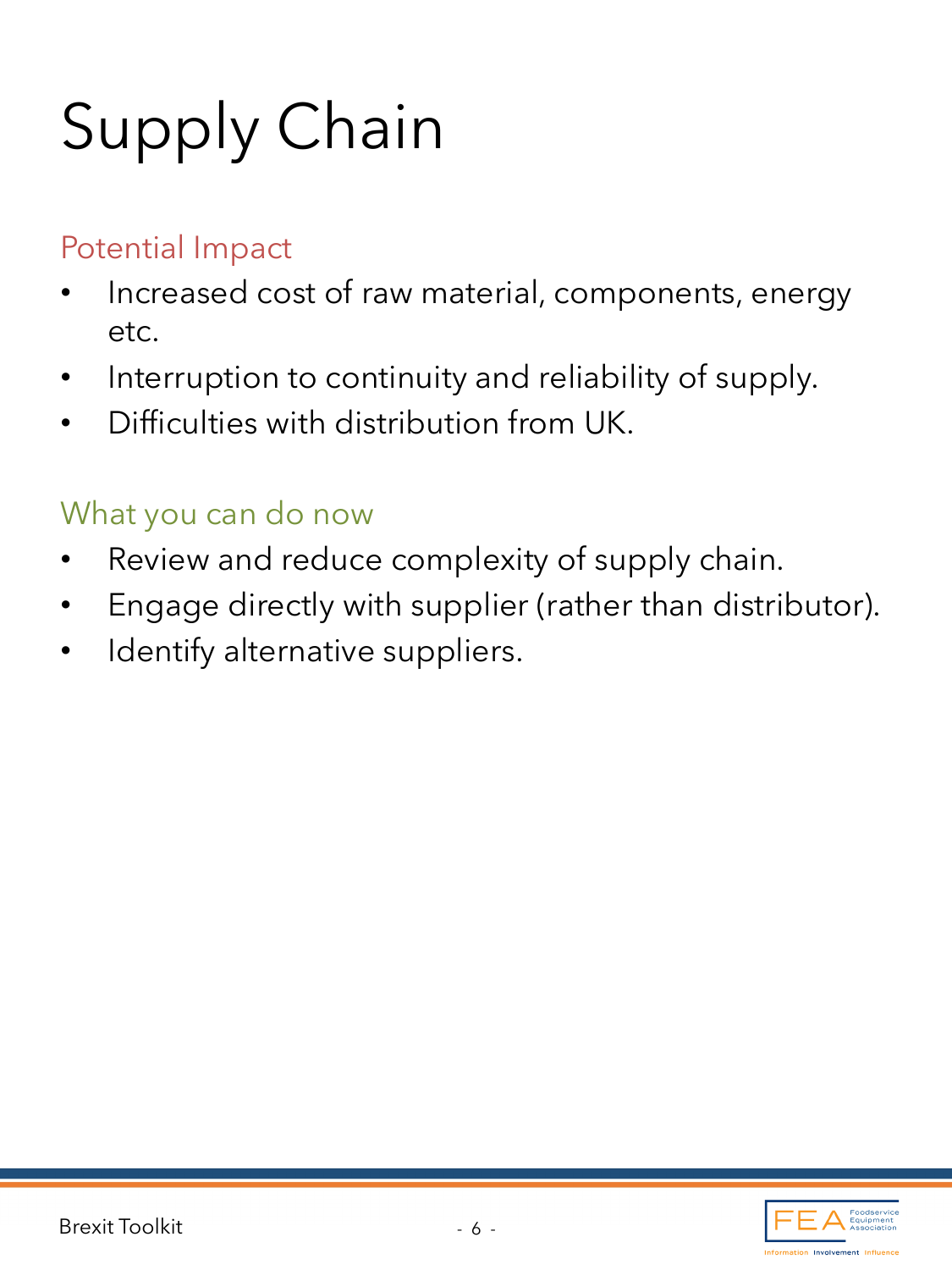# Supply Chain

## Potential Impact

- Increased cost of raw material, components, energy etc.
- Interruption to continuity and reliability of supply.
- Difficulties with distribution from UK.

## What you can do now

- Review and reduce complexity of supply chain.
- Engage directly with supplier (rather than distributor).
- Identify alternative suppliers.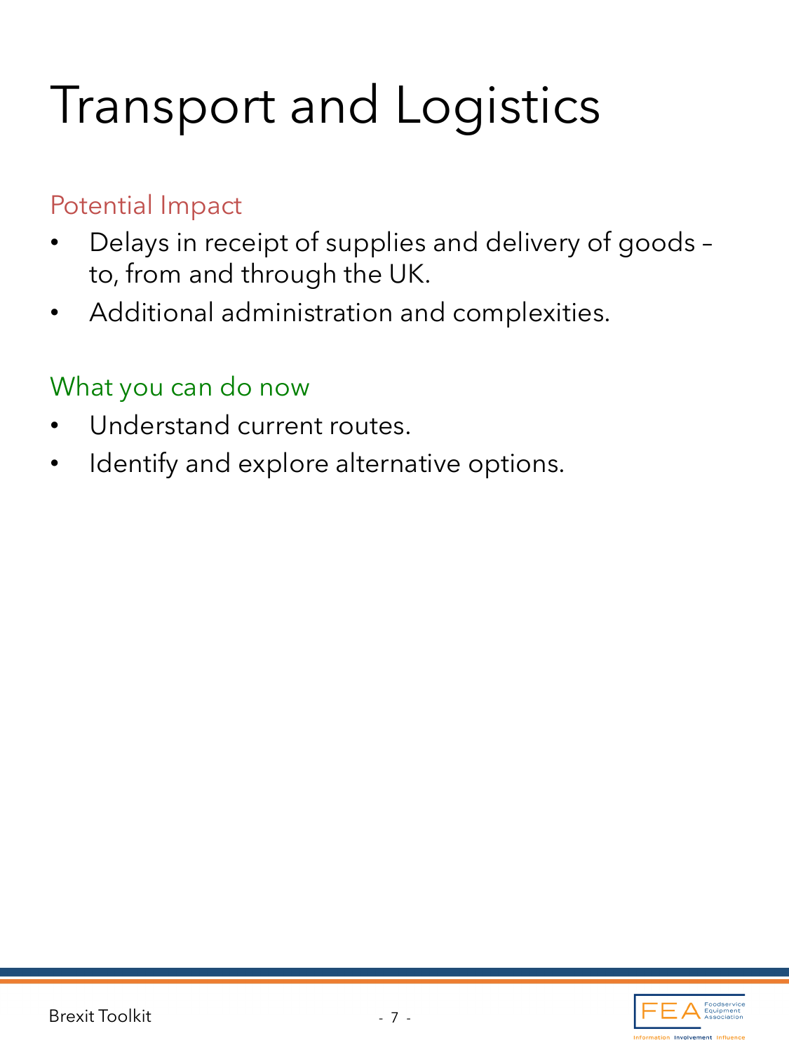# Transport and Logistics

## Potential Impact

- Delays in receipt of supplies and delivery of goods – to, from and through the UK.
- Additional administration and complexities.

## What you can do now

- Understand current routes.
- Identify and explore alternative options.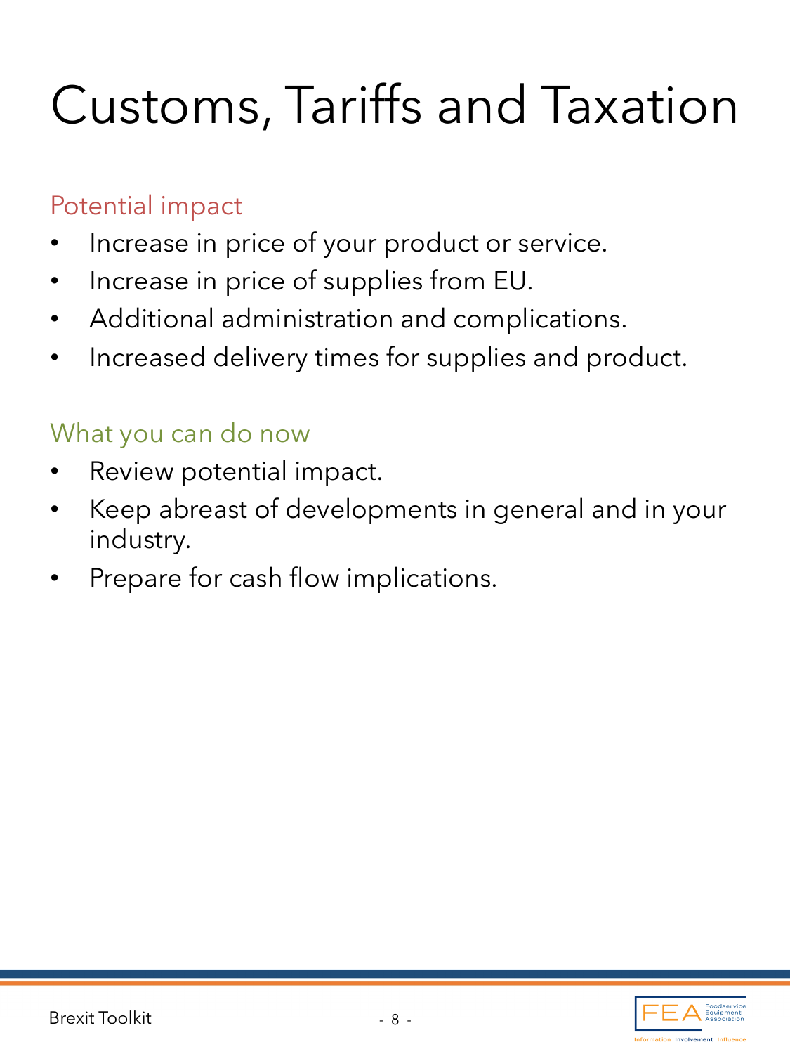# Customs, Tariffs and Taxation

## Potential impact

- Increase in price of your product or service.
- Increase in price of supplies from EU.
- Additional administration and complications.
- Increased delivery times for supplies and product.

## What you can do now

- Review potential impact.
- Keep abreast of developments in general and in your industry.
- Prepare for cash flow implications.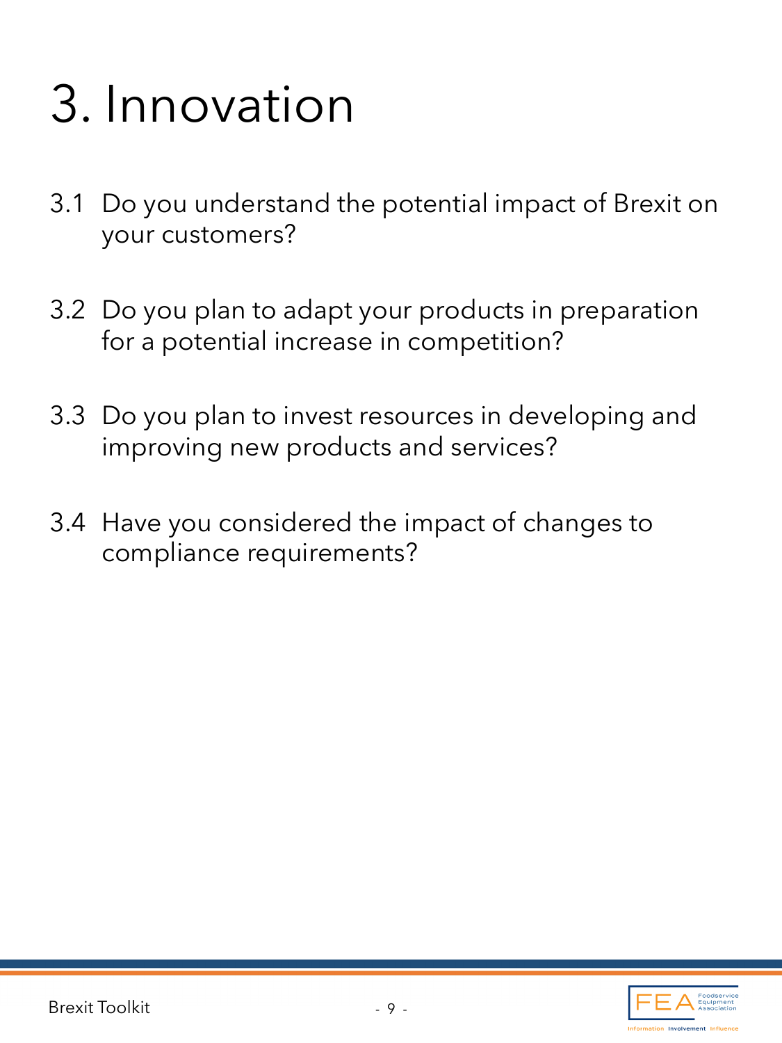# 3. Innovation

3.1 Do you understand the potential impact of Brexit on your customers?

3.2 Do you plan to adapt your products in preparation for a potential increase in competition?

3.3 Do you plan to invest resources in developing and improving new products and services?

3.4 Have you considered the impact of changes to compliance requirements?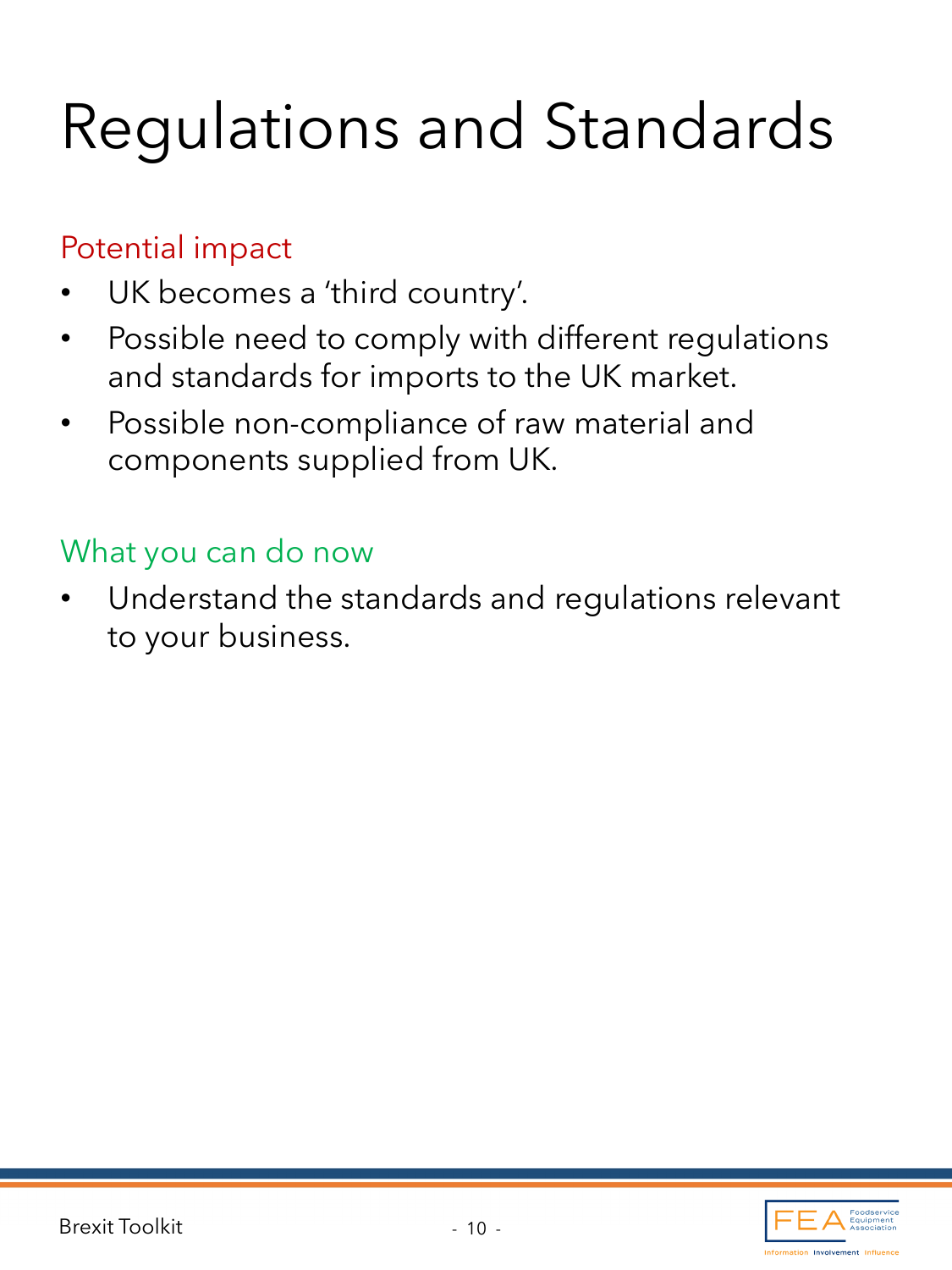# Regulations and Standards

## Potential impact

- UK becomes a 'third country'.
- Possible need to comply with different regulations and standards for imports to the UK market.
- Possible non-compliance of raw material and components supplied from UK.

## What you can do now

- Understand the standards and regulations relevant to your business.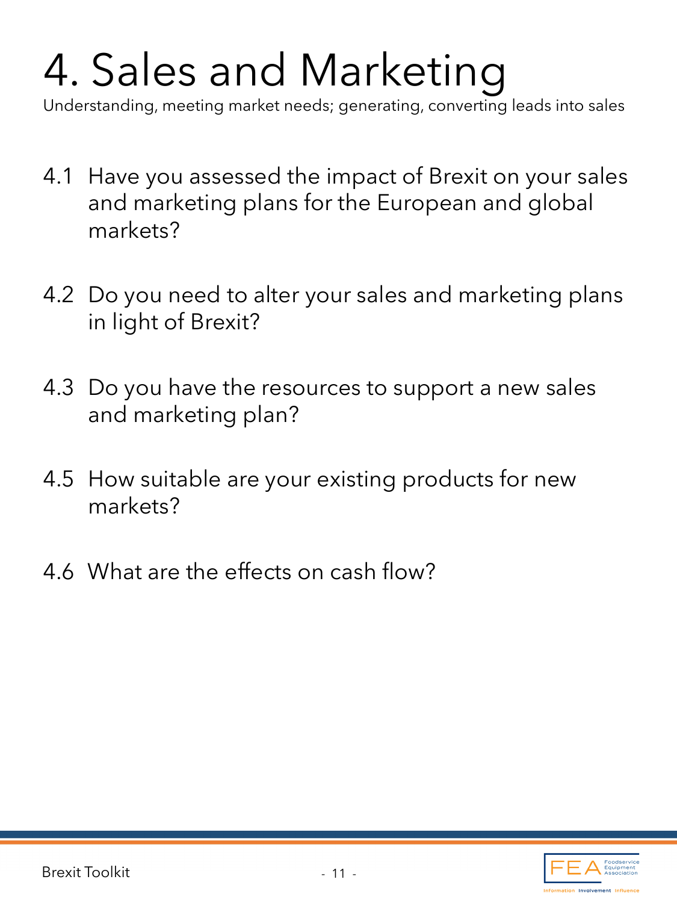# 4. Sales and Marketing

Understanding, meeting market needs; generating, converting leads into sales

4.1 Have you assessed the impact of Brexit on your sales and marketing plans for the European and global markets?

4.2 Do you need to alter your sales and marketing plans in light of Brexit?

4.3 Do you have the resources to support a new sales and marketing plan?

4.5 How suitable are your existing products for new markets?

4.6 What are the effects on cash flow?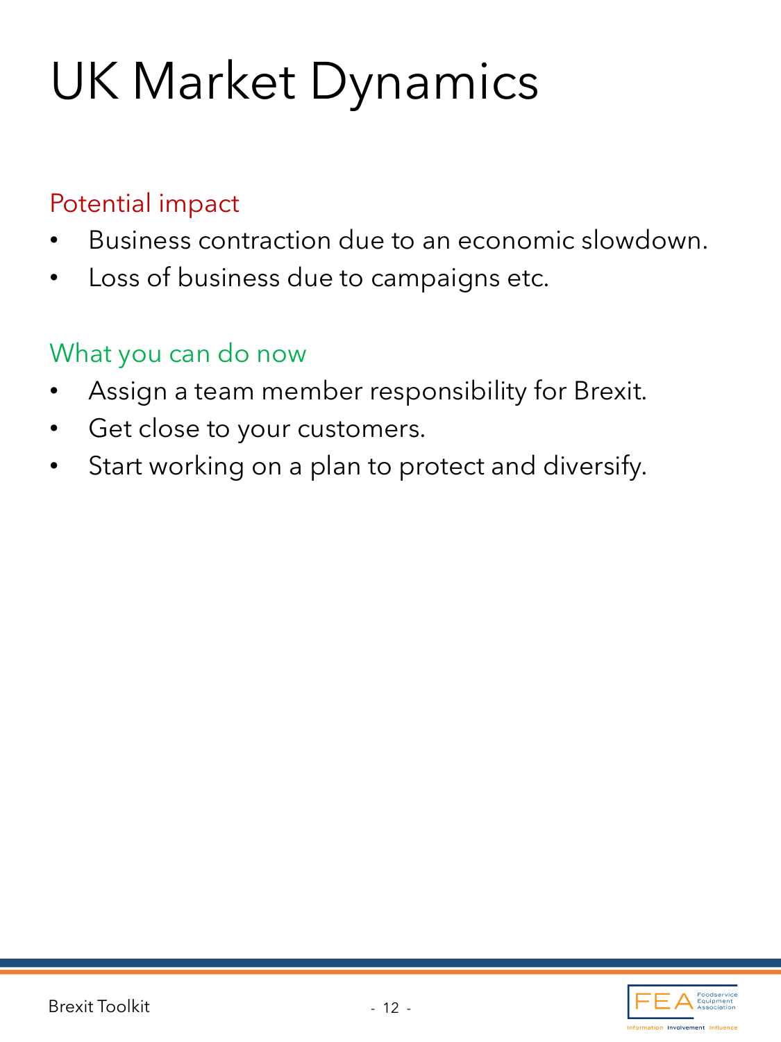# UK Market Dynamics

## Potential impact

- Business contraction due to an economic slowdown.
- Loss of business due to campaigns etc.

## What you can do now

- Assign a team member responsibility for Brexit.
- Get close to your customers.
- Start working on a plan to protect and diversify.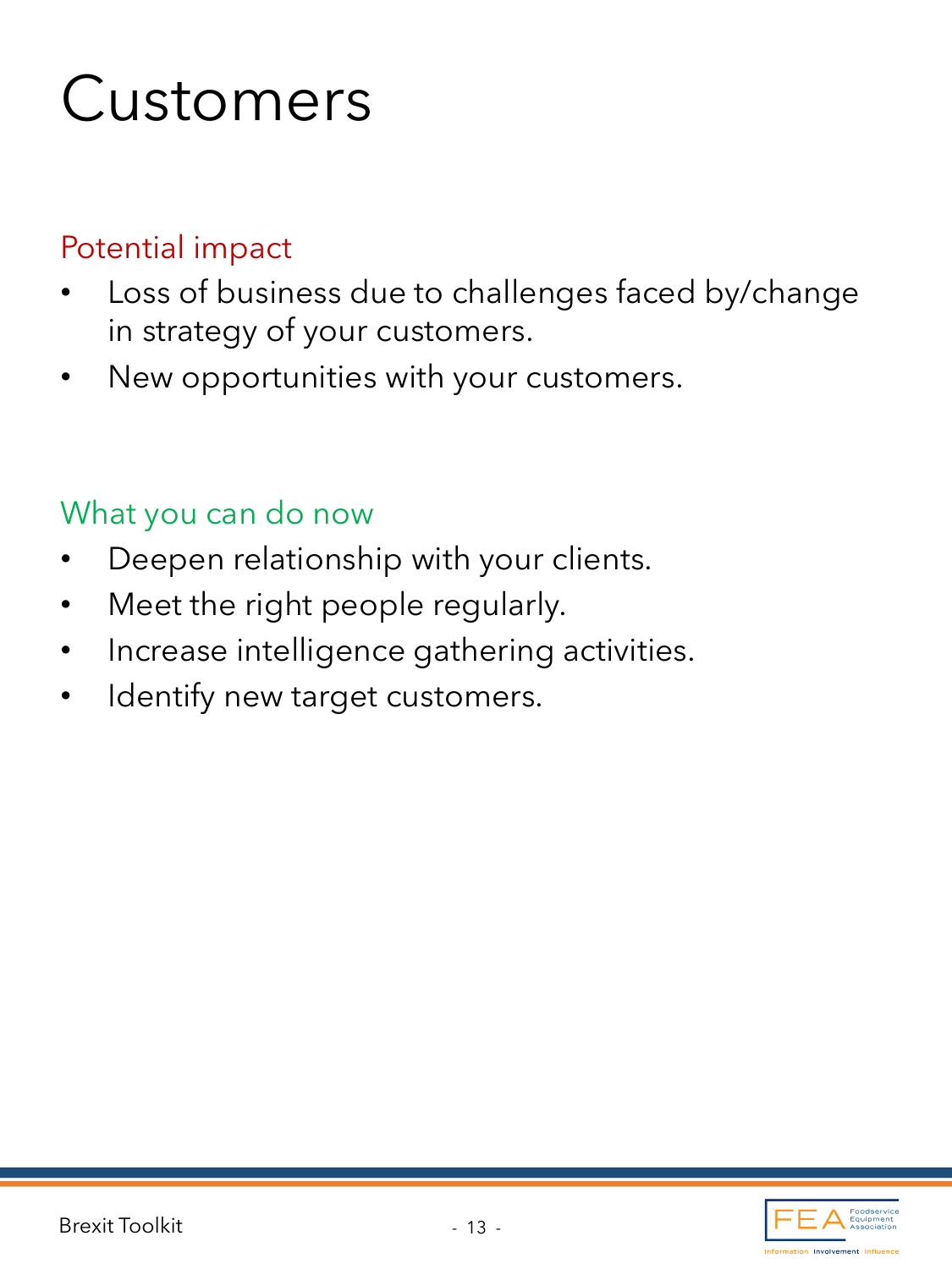# Customers

## Potential impact

- Loss of business due to challenges faced by/change in strategy of your customers.
- New opportunities with your customers.

## What you can do now

- Deepen relationship with your clients.
- Meet the right people regularly.
- Increase intelligence gathering activities.
- Identify new target customers.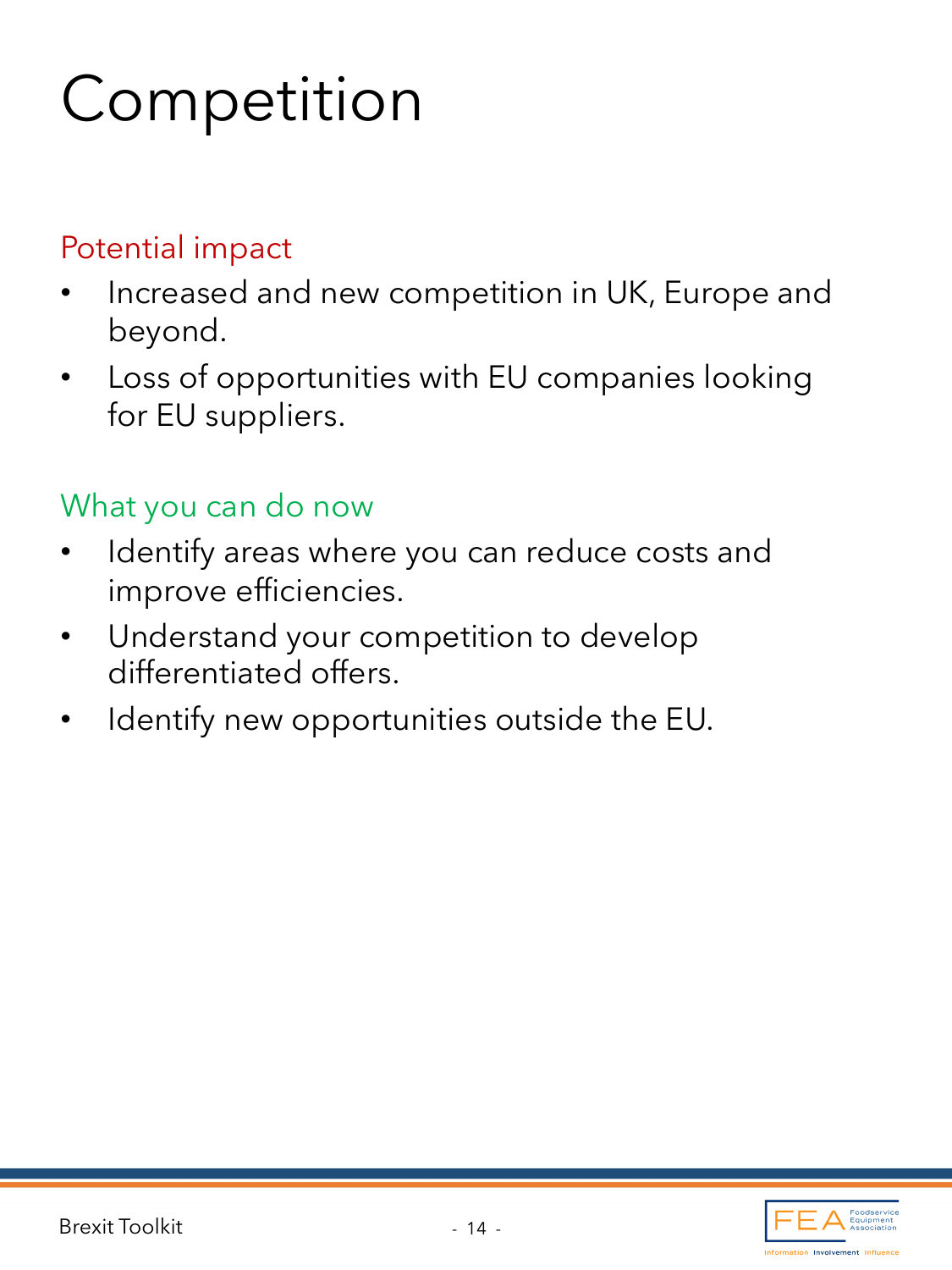# Competition

## Potential impact

- Increased and new competition in UK, Europe and beyond.
- Loss of opportunities with EU companies looking for EU suppliers.

## What you can do now

- Identify areas where you can reduce costs and improve efficiencies.
- Understand your competition to develop differentiated offers.
- Identify new opportunities outside the EU.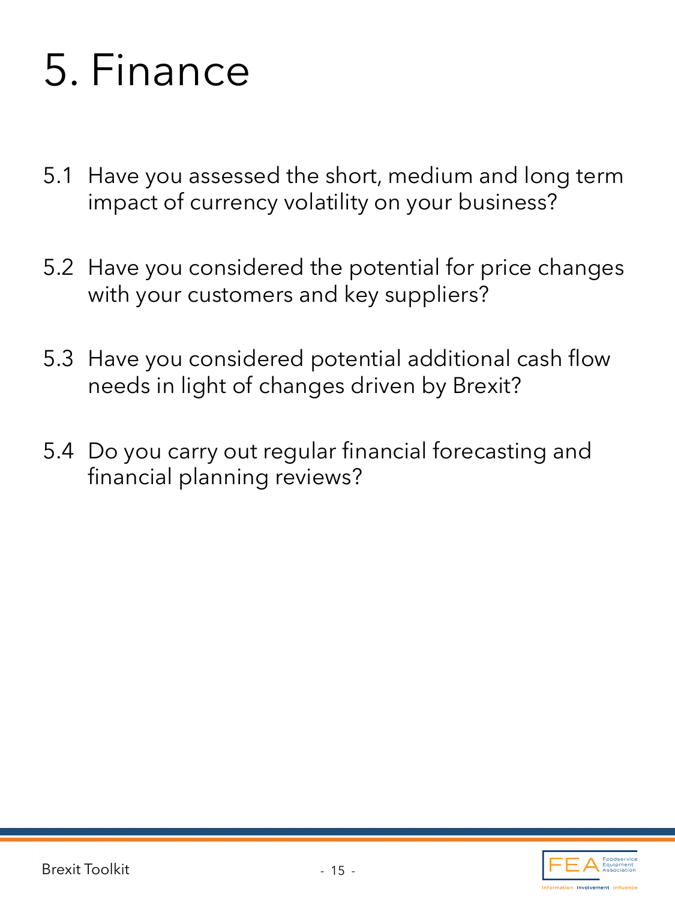# 5. Finance

5.1 Have you assessed the short, medium and long term impact of currency volatility on your business?

5.2 Have you considered the potential for price changes with your customers and key suppliers?

5.3 Have you considered potential additional cash flow needs in light of changes driven by Brexit?

5.4 Do you carry out regular financial forecasting and financial planning reviews?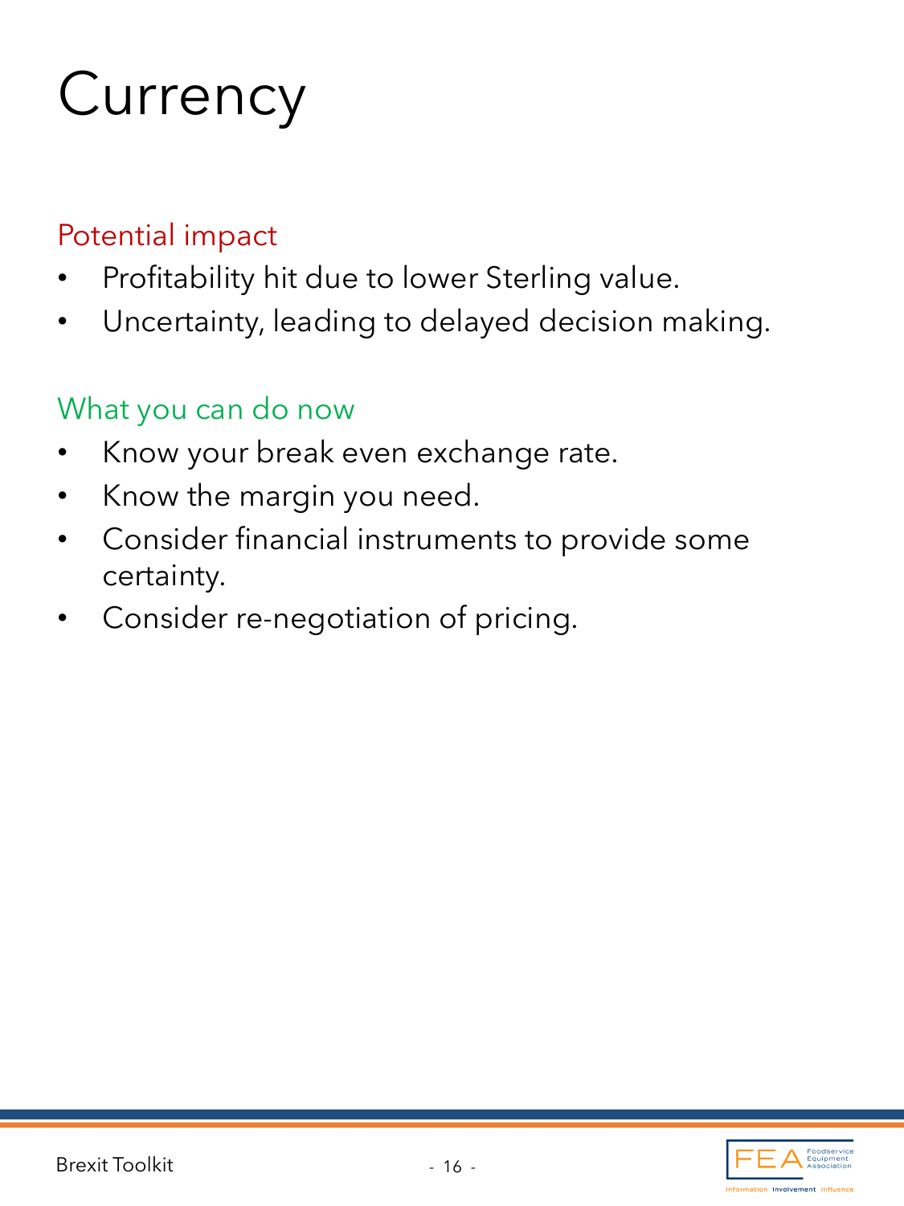# Currency

## Potential impact

- Profitability hit due to lower Sterling value.
- Uncertainty, leading to delayed decision making.

## What you can do now

- Know your break even exchange rate.
- Know the margin you need.
- Consider financial instruments to provide some certainty.
- Consider re-negotiation of pricing.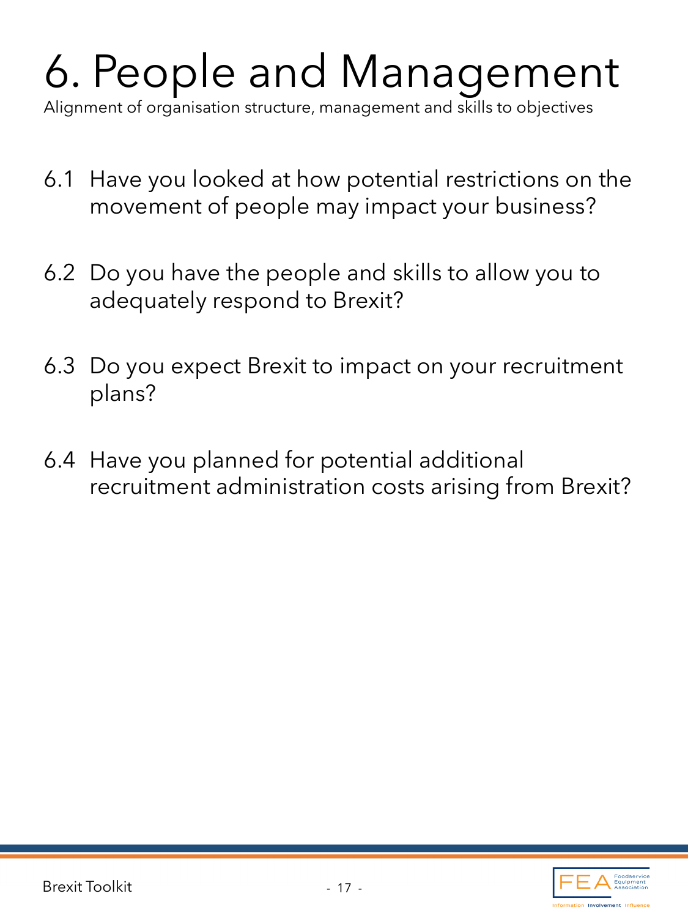# 6. People and Management

Alignment of organisation structure, management and skills to objectives

6.1 Have you looked at how potential restrictions on the movement of people may impact your business?

6.2 Do you have the people and skills to allow you to adequately respond to Brexit?

6.3 Do you expect Brexit to impact on your recruitment plans?

6.4 Have you planned for potential additional recruitment administration costs arising from Brexit?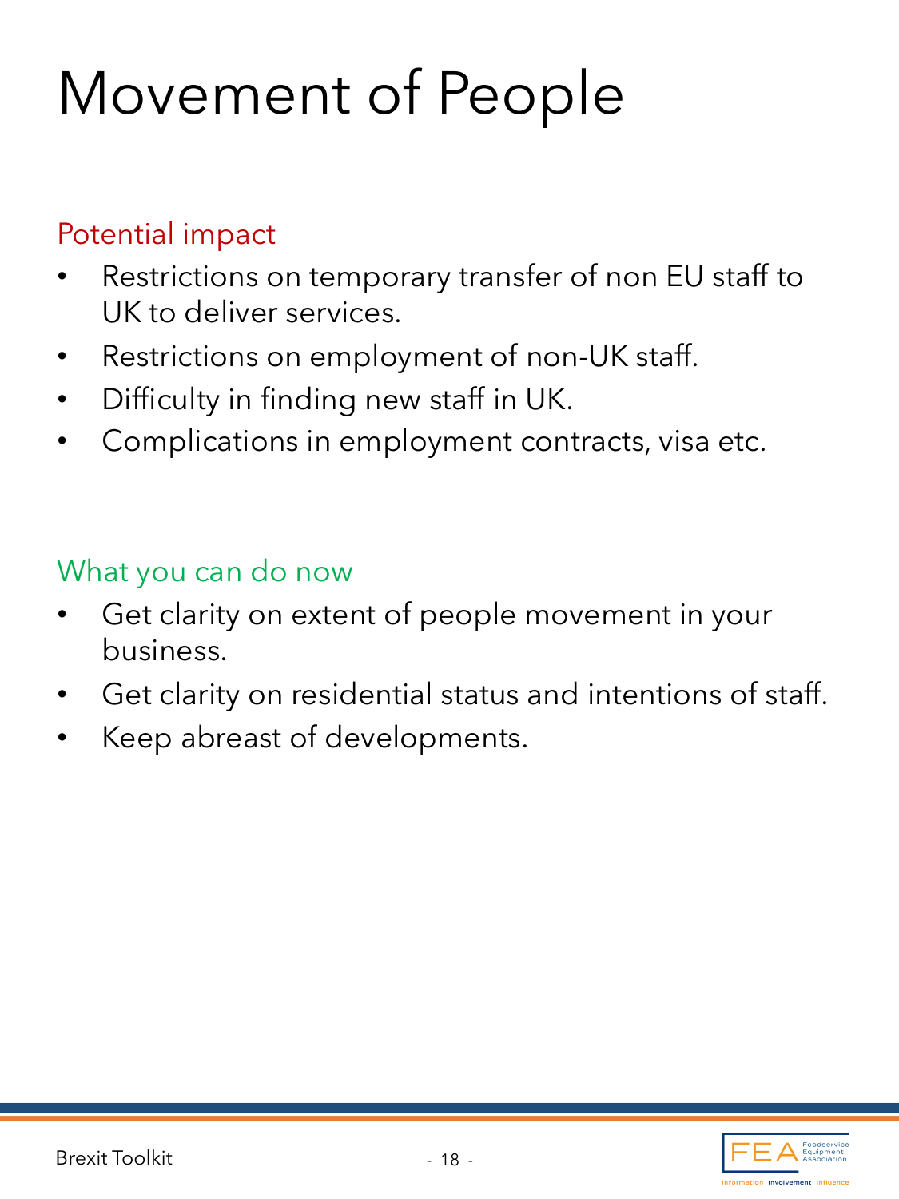# Movement of People

## Potential impact

- Restrictions on temporary transfer of non EU staff to UK to deliver services.
- Restrictions on employment of non-UK staff.
- Difficulty in finding new staff in UK.
- Complications in employment contracts, visa etc.

## What you can do now

- Get clarity on extent of people movement in your business.
- Get clarity on residential status and intentions of staff.
- Keep abreast of developments.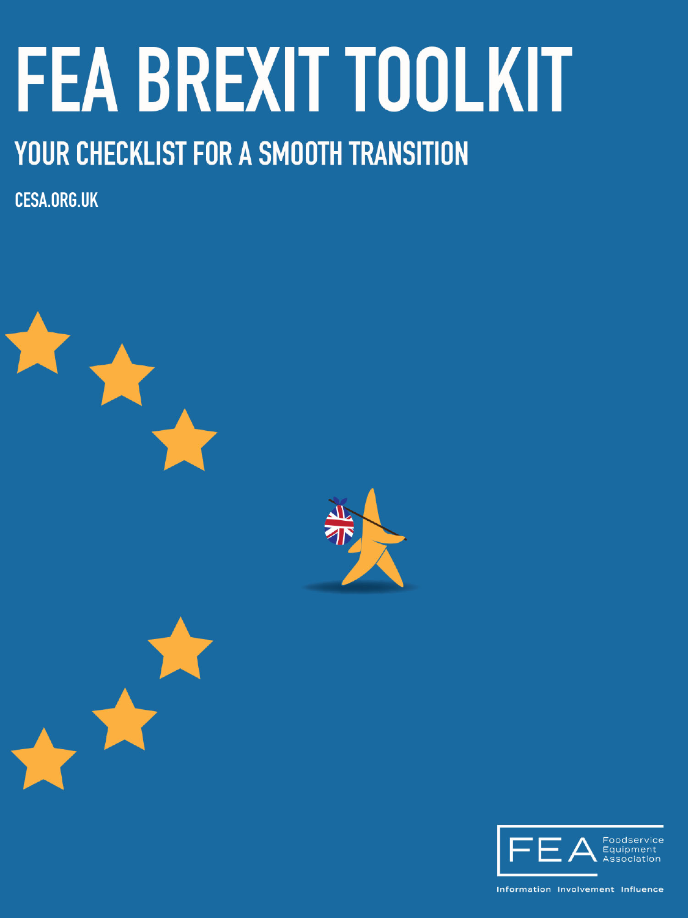# FEA BREXIT TOOLKIT

## YOUR CHECKLIST FOR A SMOOTH TRANSITION

CESA.ORG.UK

FEA Foodservice Equipment Association

Information Involvement Influence